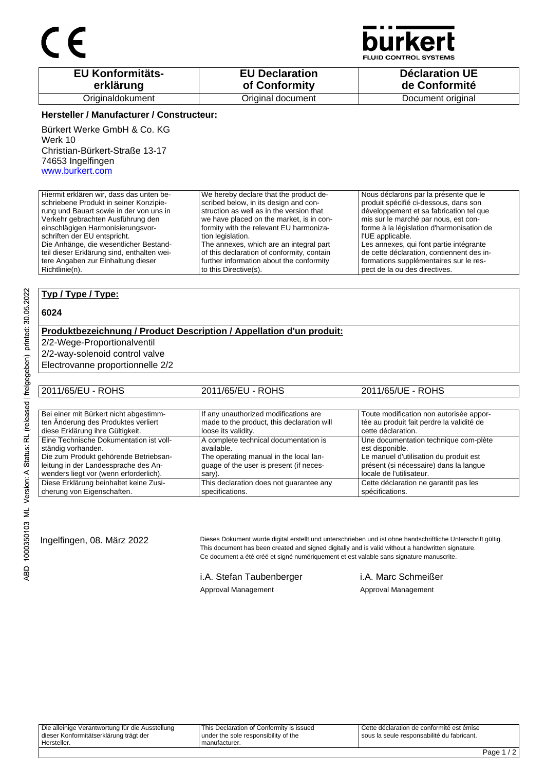CE

bürkert FLUID CONTROL SYSTEMS

| EU Konformitätserklärung | EU Declaration of Conformity | Déclaration UE de Conformité |
| --- | --- | --- |
| Originaldokument | Original document | Document original |

**Hersteller / Manufacturer / Constructeur:**

Bürkert Werke GmbH & Co. KG
Werk 10
Christian-Bürkert-Straße 13-17
74653 Ingelfingen
www.burkert.com

| | | |
| --- | --- | --- |
| Hiermit erklären wir, dass das unten beschriebene Produkt in seiner Konzipierung und Bauart sowie in der von uns in Verkehr gebrachten Ausführung den einschlägigen Harmonisierungsvorschriften der EU entspricht. Die Anhänge, die wesentlicher Bestandteil dieser Erklärung sind, enthalten weitere Angaben zur Einhaltung dieser Richtlinie(n). | We hereby declare that the product described below, in its design and construction as well as in the version that we have placed on the market, is in conformity with the relevant EU harmonization legislation. The annexes, which are an integral part of this declaration of conformity, contain further information about the conformity to this Directive(s). | Nous déclarons par la présente que le produit spécifié ci-dessous, dans son développement et sa fabrication tel que mis sur le marché par nous, est conforme à la législation d'harmonisation de l'UE applicable. Les annexes, qui font partie intégrante de cette déclaration, contiennent des informations supplémentaires sur le respect de la ou des directives. |

**Typ / Type / Type:**

**6024**

**Produktbezeichnung / Product Description / Appellation d'un produit:**

2/2-Wege-Proportionalventil
2/2-way-solenoid control valve
Electrovanne proportionnelle 2/2

| 2011/65/EU - ROHS | 2011/65/EU - ROHS | 2011/65/UE - ROHS |
| --- | --- | --- |

| | | |
| --- | --- | --- |
| Bei einer mit Bürkert nicht abgestimmten Änderung des Produktes verliert diese Erklärung ihre Gültigkeit. | If any unauthorized modifications are made to the product, this declaration will loose its validity. | Toute modification non autorisée apportée au produit fait perdre la validité de cette déclaration. |
| Eine Technische Dokumentation ist vollständig vorhanden. Die zum Produkt gehörende Betriebsanleitung in der Landessprache des Anwenders liegt vor (wenn erforderlich). | A complete technical documentation is available. The operating manual in the local language of the user is present (if necessary). | Une documentation technique com-plète est disponible. Le manuel d'utilisation du produit est présent (si nécessaire) dans la langue locale de l'utilisateur. |
| Diese Erklärung beinhaltet keine Zusicherung von Eigenschaften. | This declaration does not guarantee any specifications. | Cette déclaration ne garantit pas les spécifications. |

Ingelfingen, 08. März 2022

Dieses Dokument wurde digital erstellt und unterschrieben und ist ohne handschriftliche Unterschrift gültig.
This document has been created and signed digitally and is valid without a handwritten signature.
Ce document a été créé et signé numériquement et est valable sans signature manuscrite.

i.A. Stefan Taubenberger
Approval Management

i.A. Marc Schmeißer
Approval Management

ABD 1000350103 ML Version: A Status: RL (released | freigegeben) printed: 30.05.2022

| | | |
| --- | --- | --- |
| Die alleinige Verantwortung für die Ausstellung dieser Konformitätserklärung trägt der Hersteller. | This Declaration of Conformity is issued under the sole responsibility of the manufacturer. | Cette déclaration de conformité est émise sous la seule responsabilité du fabricant. |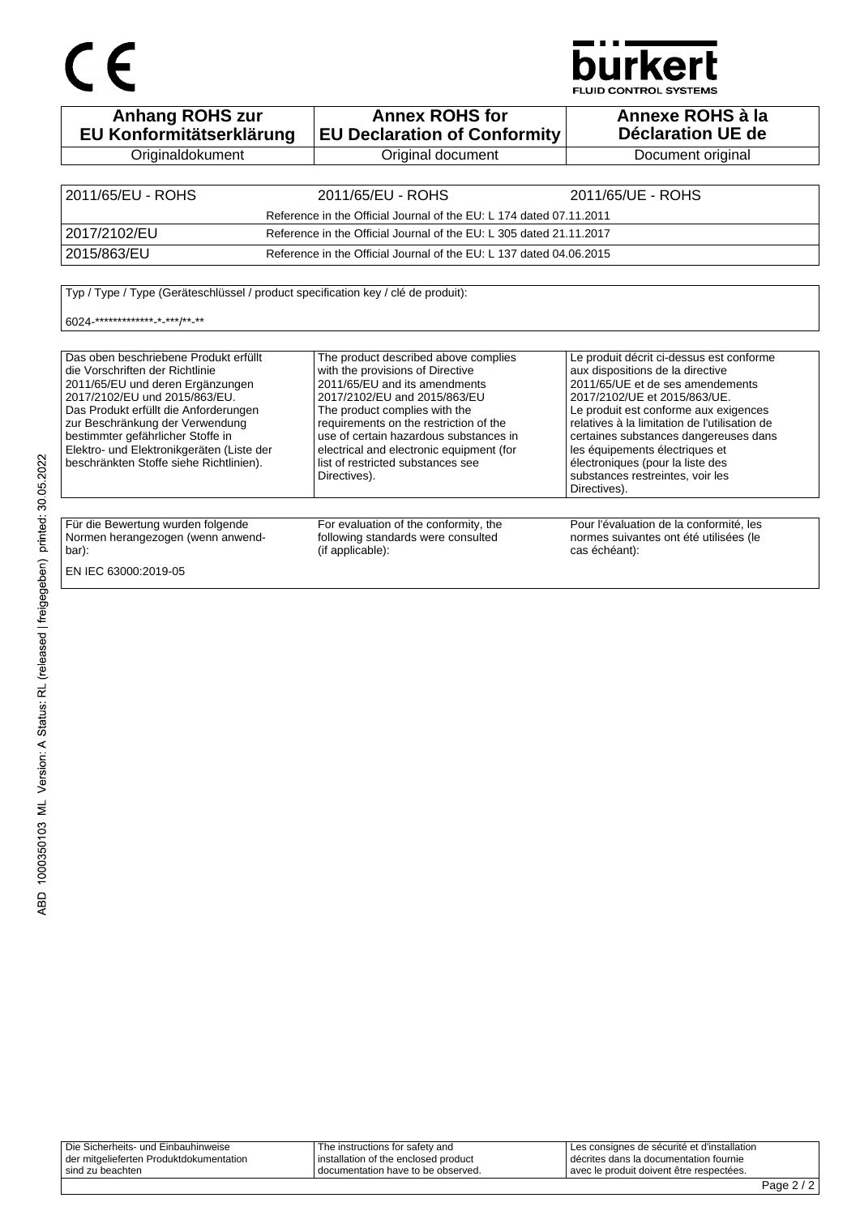CE

bürkert
FLUID CONTROL SYSTEMS

| Anhang ROHS zur EU Konformitätserklärung | Annex ROHS for EU Declaration of Conformity | Annexe ROHS à la Déclaration UE de |
|---|---|---|
| Originaldokument | Original document | Document original |

| | | |
|---|---|---|
| 2011/65/EU - ROHS | 2011/65/EU - ROHS | 2011/65/UE - ROHS |
| | Reference in the Official Journal of the EU: L 174 dated 07.11.2011 | |
| 2017/2102/EU | Reference in the Official Journal of the EU: L 305 dated 21.11.2017 | |
| 2015/863/EU | Reference in the Official Journal of the EU: L 137 dated 04.06.2015 | |

Typ / Type / Type (Geräteschlüssel / product specification key / clé de produit):

6024-*************-*-***/**-**

| | | |
|---|---|---|
| Das oben beschriebene Produkt erfüllt die Vorschriften der Richtlinie 2011/65/EU und deren Ergänzungen 2017/2102/EU und 2015/863/EU. Das Produkt erfüllt die Anforderungen zur Beschränkung der Verwendung bestimmter gefährlicher Stoffe in Elektro- und Elektronikgeräten (Liste der beschränkten Stoffe siehe Richtlinien). | The product described above complies with the provisions of Directive 2011/65/EU and its amendments 2017/2102/EU and 2015/863/EU The product complies with the requirements on the restriction of the use of certain hazardous substances in electrical and electronic equipment (for list of restricted substances see Directives). | Le produit décrit ci-dessus est conforme aux dispositions de la directive 2011/65/UE et de ses amendements 2017/2102/UE et 2015/863/UE. Le produit est conforme aux exigences relatives à la limitation de l'utilisation de certaines substances dangereuses dans les équipements électriques et électroniques (pour la liste des substances restreintes, voir les Directives). |

| | | |
|---|---|---|
| Für die Bewertung wurden folgende Normen herangezogen (wenn anwendbar): | For evaluation of the conformity, the following standards were consulted (if applicable): | Pour l'évaluation de la conformité, les normes suivantes ont été utilisées (le cas échéant): |

EN IEC 63000:2019-05

ABD 1000350103 ML Version: A Status: RL (released | freigegeben) printed: 30.05.2022

| | | |
|---|---|---|
| Die Sicherheits- und Einbauhinweise der mitgelieferten Produktdokumentation sind zu beachten | The instructions for safety and installation of the enclosed product documentation have to be observed. | Les consignes de sécurité et d'installation décrites dans la documentation fournie avec le produit doivent être respectées. |